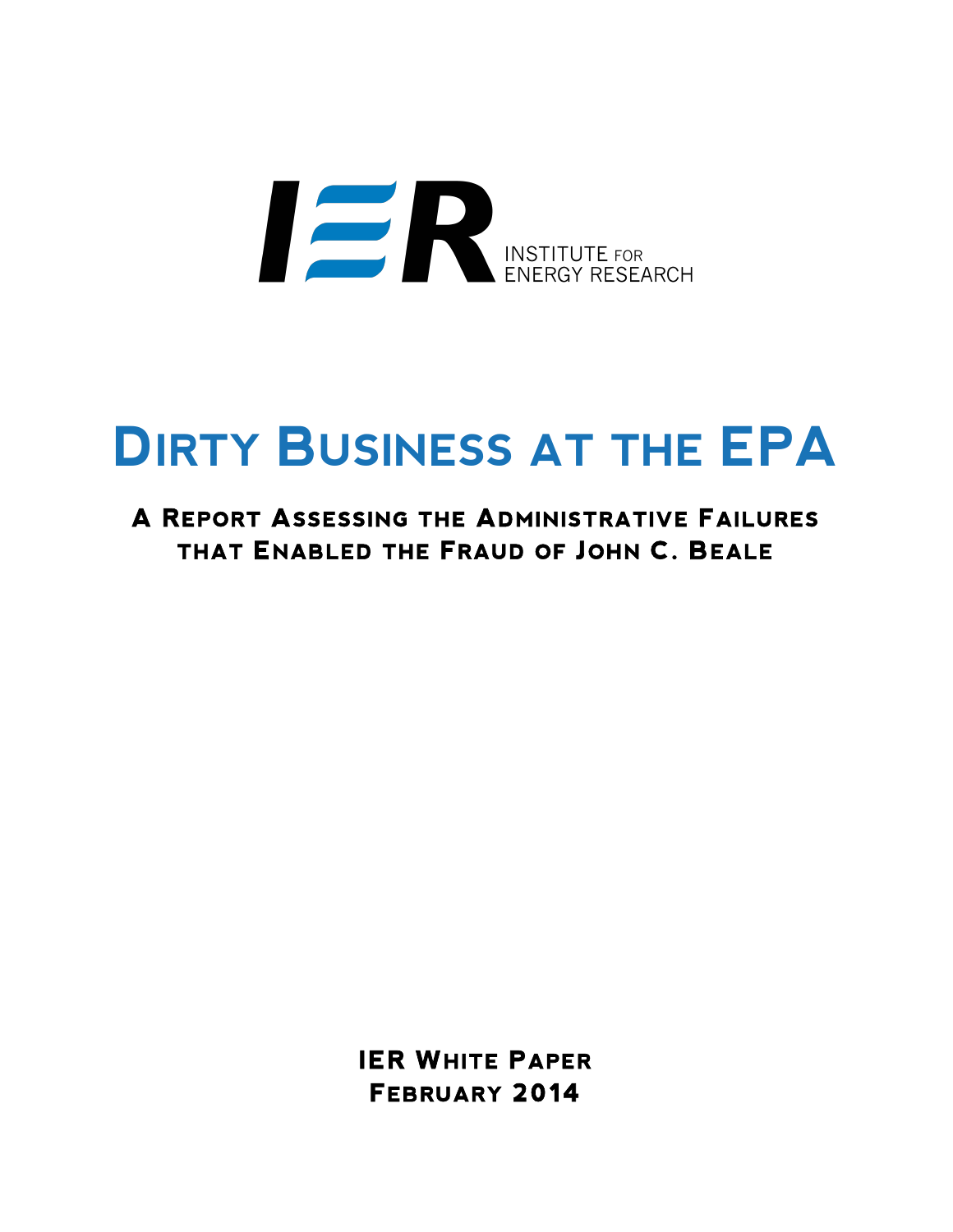IER INSTITUTE FOR ENERGY RESEARCH

# Dirty Business at the EPA

## A Report Assessing the Administrative Failures that Enabled the Fraud of John C. Beale

**IER White Paper**
**February 2014**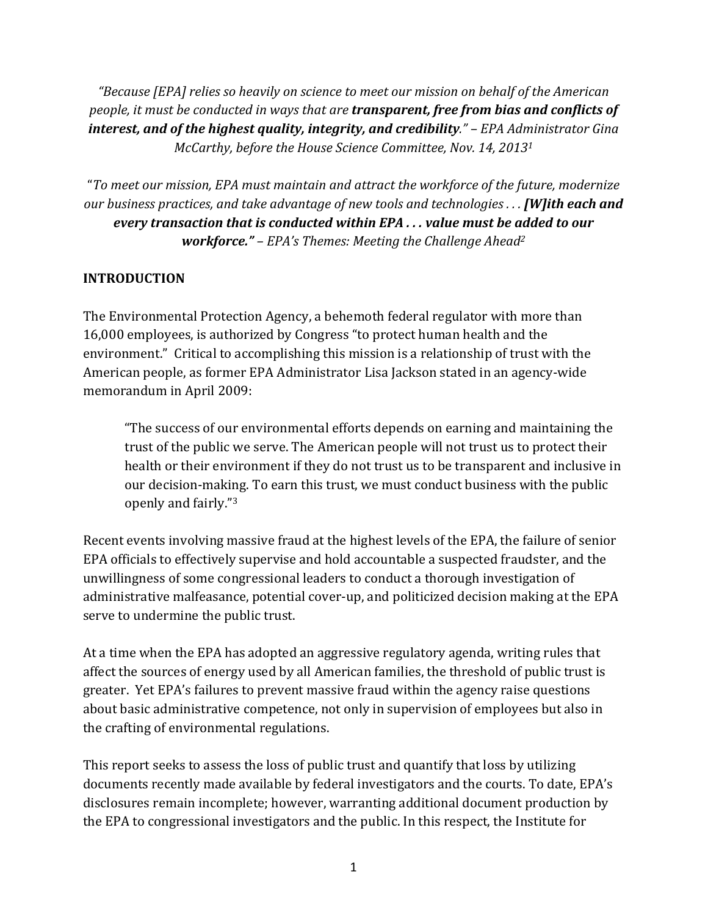*"Because [EPA] relies so heavily on science to meet our mission on behalf of the American people, it must be conducted in ways that are* ***transparent, free from bias and conflicts of interest, and of the highest quality, integrity, and credibility****." – EPA Administrator Gina McCarthy, before the House Science Committee, Nov. 14, 2013*[1]

"*To meet our mission, EPA must maintain and attract the workforce of the future, modernize our business practices, and take advantage of new tools and technologies . . .* ***[W]ith each and every transaction that is conducted within EPA . . . value must be added to our workforce."*** *– EPA's Themes: Meeting the Challenge Ahead*[2]

## INTRODUCTION

The Environmental Protection Agency, a behemoth federal regulator with more than 16,000 employees, is authorized by Congress "to protect human health and the environment." Critical to accomplishing this mission is a relationship of trust with the American people, as former EPA Administrator Lisa Jackson stated in an agency-wide memorandum in April 2009:

> "The success of our environmental efforts depends on earning and maintaining the trust of the public we serve. The American people will not trust us to protect their health or their environment if they do not trust us to be transparent and inclusive in our decision-making. To earn this trust, we must conduct business with the public openly and fairly."[3]

Recent events involving massive fraud at the highest levels of the EPA, the failure of senior EPA officials to effectively supervise and hold accountable a suspected fraudster, and the unwillingness of some congressional leaders to conduct a thorough investigation of administrative malfeasance, potential cover-up, and politicized decision making at the EPA serve to undermine the public trust.

At a time when the EPA has adopted an aggressive regulatory agenda, writing rules that affect the sources of energy used by all American families, the threshold of public trust is greater. Yet EPA's failures to prevent massive fraud within the agency raise questions about basic administrative competence, not only in supervision of employees but also in the crafting of environmental regulations.

This report seeks to assess the loss of public trust and quantify that loss by utilizing documents recently made available by federal investigators and the courts. To date, EPA's disclosures remain incomplete; however, warranting additional document production by the EPA to congressional investigators and the public. In this respect, the Institute for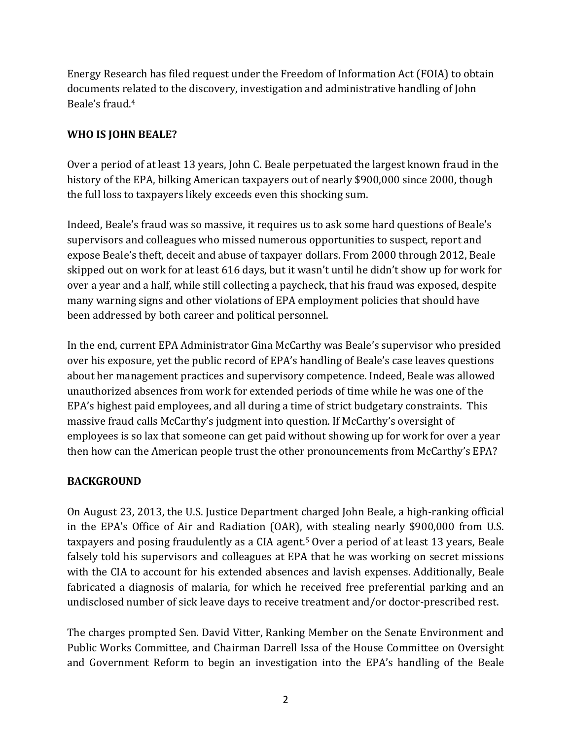Energy Research has filed request under the Freedom of Information Act (FOIA) to obtain documents related to the discovery, investigation and administrative handling of John Beale's fraud.[4]

## WHO IS JOHN BEALE?

Over a period of at least 13 years, John C. Beale perpetuated the largest known fraud in the history of the EPA, bilking American taxpayers out of nearly $900,000 since 2000, though the full loss to taxpayers likely exceeds even this shocking sum.

Indeed, Beale's fraud was so massive, it requires us to ask some hard questions of Beale's supervisors and colleagues who missed numerous opportunities to suspect, report and expose Beale's theft, deceit and abuse of taxpayer dollars. From 2000 through 2012, Beale skipped out on work for at least 616 days, but it wasn't until he didn't show up for work for over a year and a half, while still collecting a paycheck, that his fraud was exposed, despite many warning signs and other violations of EPA employment policies that should have been addressed by both career and political personnel.

In the end, current EPA Administrator Gina McCarthy was Beale's supervisor who presided over his exposure, yet the public record of EPA's handling of Beale's case leaves questions about her management practices and supervisory competence. Indeed, Beale was allowed unauthorized absences from work for extended periods of time while he was one of the EPA's highest paid employees, and all during a time of strict budgetary constraints. This massive fraud calls McCarthy's judgment into question. If McCarthy's oversight of employees is so lax that someone can get paid without showing up for work for over a year then how can the American people trust the other pronouncements from McCarthy's EPA?

## BACKGROUND

On August 23, 2013, the U.S. Justice Department charged John Beale, a high-ranking official in the EPA's Office of Air and Radiation (OAR), with stealing nearly $900,000 from U.S. taxpayers and posing fraudulently as a CIA agent.[5] Over a period of at least 13 years, Beale falsely told his supervisors and colleagues at EPA that he was working on secret missions with the CIA to account for his extended absences and lavish expenses. Additionally, Beale fabricated a diagnosis of malaria, for which he received free preferential parking and an undisclosed number of sick leave days to receive treatment and/or doctor-prescribed rest.

The charges prompted Sen. David Vitter, Ranking Member on the Senate Environment and Public Works Committee, and Chairman Darrell Issa of the House Committee on Oversight and Government Reform to begin an investigation into the EPA's handling of the Beale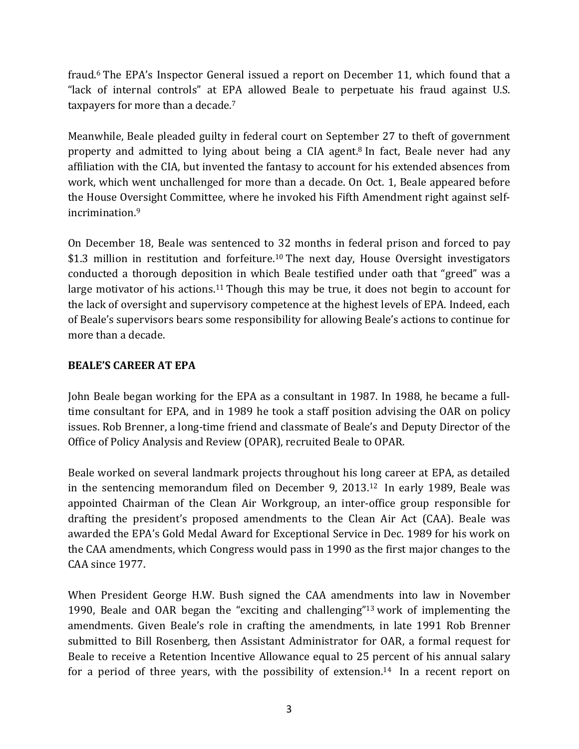fraud.[6] The EPA's Inspector General issued a report on December 11, which found that a "lack of internal controls" at EPA allowed Beale to perpetuate his fraud against U.S. taxpayers for more than a decade.[7]

Meanwhile, Beale pleaded guilty in federal court on September 27 to theft of government property and admitted to lying about being a CIA agent.[8] In fact, Beale never had any affiliation with the CIA, but invented the fantasy to account for his extended absences from work, which went unchallenged for more than a decade. On Oct. 1, Beale appeared before the House Oversight Committee, where he invoked his Fifth Amendment right against self-incrimination.[9]

On December 18, Beale was sentenced to 32 months in federal prison and forced to pay $1.3 million in restitution and forfeiture.[10] The next day, House Oversight investigators conducted a thorough deposition in which Beale testified under oath that "greed" was a large motivator of his actions.[11] Though this may be true, it does not begin to account for the lack of oversight and supervisory competence at the highest levels of EPA. Indeed, each of Beale's supervisors bears some responsibility for allowing Beale's actions to continue for more than a decade.

**BEALE'S CAREER AT EPA**

John Beale began working for the EPA as a consultant in 1987. In 1988, he became a full-time consultant for EPA, and in 1989 he took a staff position advising the OAR on policy issues. Rob Brenner, a long-time friend and classmate of Beale's and Deputy Director of the Office of Policy Analysis and Review (OPAR), recruited Beale to OPAR.

Beale worked on several landmark projects throughout his long career at EPA, as detailed in the sentencing memorandum filed on December 9, 2013.[12] In early 1989, Beale was appointed Chairman of the Clean Air Workgroup, an inter-office group responsible for drafting the president's proposed amendments to the Clean Air Act (CAA). Beale was awarded the EPA's Gold Medal Award for Exceptional Service in Dec. 1989 for his work on the CAA amendments, which Congress would pass in 1990 as the first major changes to the CAA since 1977.

When President George H.W. Bush signed the CAA amendments into law in November 1990, Beale and OAR began the "exciting and challenging"[13] work of implementing the amendments. Given Beale's role in crafting the amendments, in late 1991 Rob Brenner submitted to Bill Rosenberg, then Assistant Administrator for OAR, a formal request for Beale to receive a Retention Incentive Allowance equal to 25 percent of his annual salary for a period of three years, with the possibility of extension.[14] In a recent report on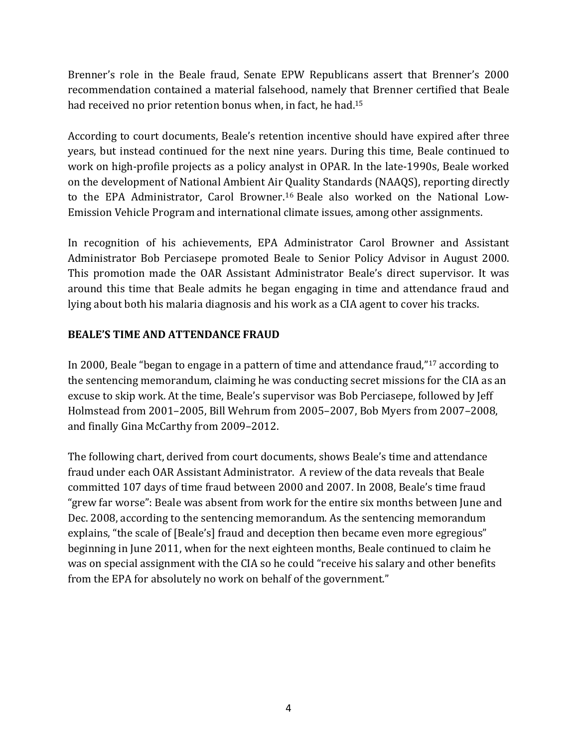Brenner's role in the Beale fraud, Senate EPW Republicans assert that Brenner's 2000 recommendation contained a material falsehood, namely that Brenner certified that Beale had received no prior retention bonus when, in fact, he had.[15]

According to court documents, Beale's retention incentive should have expired after three years, but instead continued for the next nine years. During this time, Beale continued to work on high-profile projects as a policy analyst in OPAR. In the late-1990s, Beale worked on the development of National Ambient Air Quality Standards (NAAQS), reporting directly to the EPA Administrator, Carol Browner.[16] Beale also worked on the National Low-Emission Vehicle Program and international climate issues, among other assignments.

In recognition of his achievements, EPA Administrator Carol Browner and Assistant Administrator Bob Perciasepe promoted Beale to Senior Policy Advisor in August 2000. This promotion made the OAR Assistant Administrator Beale's direct supervisor. It was around this time that Beale admits he began engaging in time and attendance fraud and lying about both his malaria diagnosis and his work as a CIA agent to cover his tracks.

## BEALE'S TIME AND ATTENDANCE FRAUD

In 2000, Beale "began to engage in a pattern of time and attendance fraud,"[17] according to the sentencing memorandum, claiming he was conducting secret missions for the CIA as an excuse to skip work. At the time, Beale's supervisor was Bob Perciasepe, followed by Jeff Holmstead from 2001–2005, Bill Wehrum from 2005–2007, Bob Myers from 2007–2008, and finally Gina McCarthy from 2009–2012.

The following chart, derived from court documents, shows Beale's time and attendance fraud under each OAR Assistant Administrator. A review of the data reveals that Beale committed 107 days of time fraud between 2000 and 2007. In 2008, Beale's time fraud "grew far worse": Beale was absent from work for the entire six months between June and Dec. 2008, according to the sentencing memorandum. As the sentencing memorandum explains, "the scale of [Beale's] fraud and deception then became even more egregious" beginning in June 2011, when for the next eighteen months, Beale continued to claim he was on special assignment with the CIA so he could "receive his salary and other benefits from the EPA for absolutely no work on behalf of the government."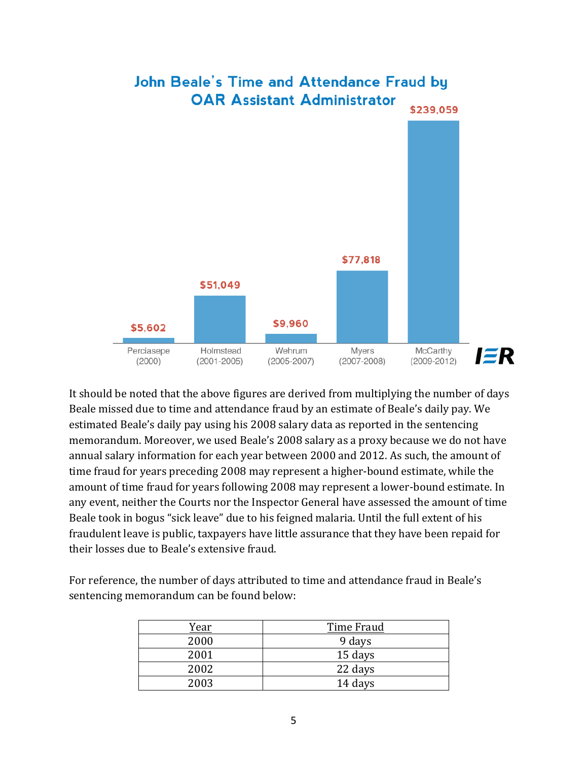## John Beale's Time and Attendance Fraud by OAR Assistant Administrator

| Assistant Administrator | Amount |
|---|---|
| Perciasepe (2000) | $5,602 |
| Holmstead (2001-2005) | $51,049 |
| Wehrum (2005-2007) | $9,960 |
| Myers (2007-2008) | $77,818 |
| McCarthy (2009-2012) | $239,059 |

IER

It should be noted that the above figures are derived from multiplying the number of days Beale missed due to time and attendance fraud by an estimate of Beale's daily pay. We estimated Beale's daily pay using his 2008 salary data as reported in the sentencing memorandum. Moreover, we used Beale's 2008 salary as a proxy because we do not have annual salary information for each year between 2000 and 2012. As such, the amount of time fraud for years preceding 2008 may represent a higher-bound estimate, while the amount of time fraud for years following 2008 may represent a lower-bound estimate. In any event, neither the Courts nor the Inspector General have assessed the amount of time Beale took in bogus "sick leave" due to his feigned malaria. Until the full extent of his fraudulent leave is public, taxpayers have little assurance that they have been repaid for their losses due to Beale's extensive fraud.

For reference, the number of days attributed to time and attendance fraud in Beale's sentencing memorandum can be found below:

| Year | Time Fraud |
|---|---|
| 2000 | 9 days |
| 2001 | 15 days |
| 2002 | 22 days |
| 2003 | 14 days |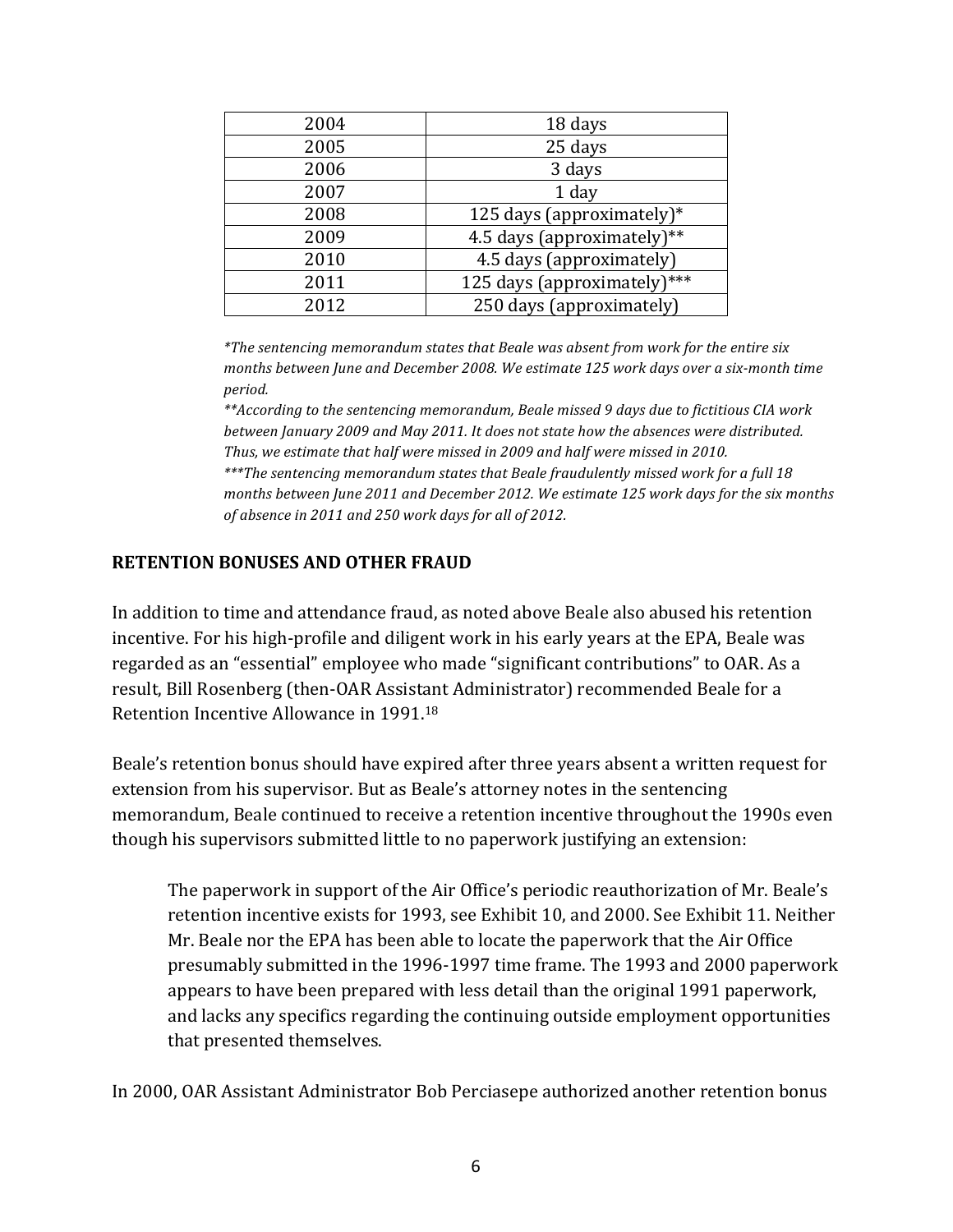| | |
|---|---|
| 2004 | 18 days |
| 2005 | 25 days |
| 2006 | 3 days |
| 2007 | 1 day |
| 2008 | 125 days (approximately)* |
| 2009 | 4.5 days (approximately)** |
| 2010 | 4.5 days (approximately) |
| 2011 | 125 days (approximately)*** |
| 2012 | 250 days (approximately) |

*\*The sentencing memorandum states that Beale was absent from work for the entire six months between June and December 2008. We estimate 125 work days over a six-month time period.*
*\*\*According to the sentencing memorandum, Beale missed 9 days due to fictitious CIA work between January 2009 and May 2011. It does not state how the absences were distributed. Thus, we estimate that half were missed in 2009 and half were missed in 2010.*
*\*\*\*The sentencing memorandum states that Beale fraudulently missed work for a full 18 months between June 2011 and December 2012. We estimate 125 work days for the six months of absence in 2011 and 250 work days for all of 2012.*

## RETENTION BONUSES AND OTHER FRAUD

In addition to time and attendance fraud, as noted above Beale also abused his retention incentive. For his high-profile and diligent work in his early years at the EPA, Beale was regarded as an "essential" employee who made "significant contributions" to OAR. As a result, Bill Rosenberg (then-OAR Assistant Administrator) recommended Beale for a Retention Incentive Allowance in 1991.[18]

Beale's retention bonus should have expired after three years absent a written request for extension from his supervisor. But as Beale's attorney notes in the sentencing memorandum, Beale continued to receive a retention incentive throughout the 1990s even though his supervisors submitted little to no paperwork justifying an extension:

> The paperwork in support of the Air Office's periodic reauthorization of Mr. Beale's retention incentive exists for 1993, see Exhibit 10, and 2000. See Exhibit 11. Neither Mr. Beale nor the EPA has been able to locate the paperwork that the Air Office presumably submitted in the 1996-1997 time frame. The 1993 and 2000 paperwork appears to have been prepared with less detail than the original 1991 paperwork, and lacks any specifics regarding the continuing outside employment opportunities that presented themselves.

In 2000, OAR Assistant Administrator Bob Perciasepe authorized another retention bonus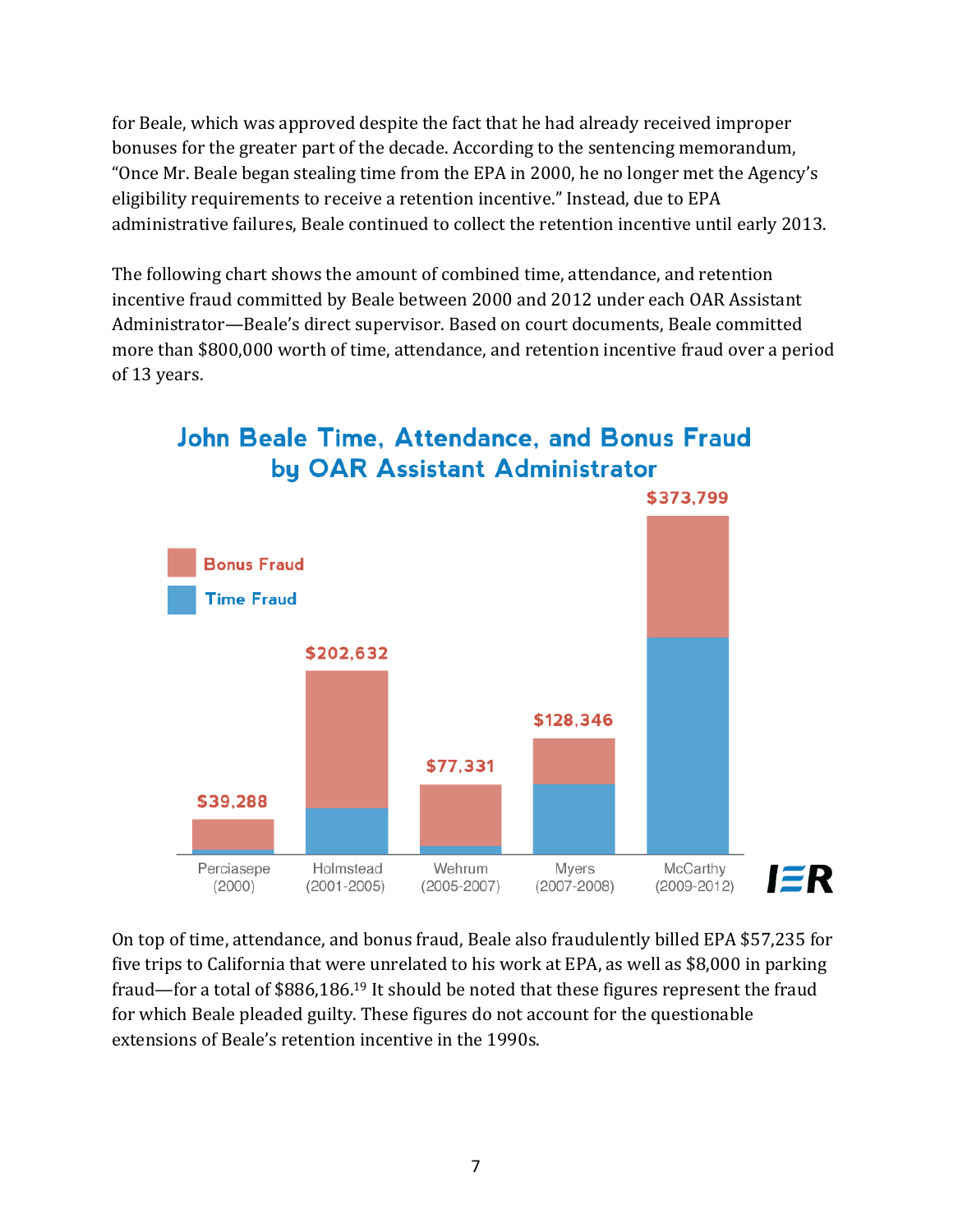for Beale, which was approved despite the fact that he had already received improper bonuses for the greater part of the decade. According to the sentencing memorandum, “Once Mr. Beale began stealing time from the EPA in 2000, he no longer met the Agency’s eligibility requirements to receive a retention incentive.” Instead, due to EPA administrative failures, Beale continued to collect the retention incentive until early 2013.

The following chart shows the amount of combined time, attendance, and retention incentive fraud committed by Beale between 2000 and 2012 under each OAR Assistant Administrator—Beale’s direct supervisor. Based on court documents, Beale committed more than $800,000 worth of time, attendance, and retention incentive fraud over a period of 13 years.

**John Beale Time, Attendance, and Bonus Fraud by OAR Assistant Administrator**

| OAR Assistant Administrator | Total (Bonus Fraud + Time Fraud) |
| --- | --- |
| Perciasepe (2000) | $39,288 |
| Holmstead (2001-2005) | $202,632 |
| Wehrum (2005-2007) | $77,331 |
| Myers (2007-2008) | $128,346 |
| McCarthy (2009-2012) | $373,799 |

On top of time, attendance, and bonus fraud, Beale also fraudulently billed EPA $57,235 for five trips to California that were unrelated to his work at EPA, as well as $8,000 in parking fraud—for a total of $886,186.[19] It should be noted that these figures represent the fraud for which Beale pleaded guilty. These figures do not account for the questionable extensions of Beale’s retention incentive in the 1990s.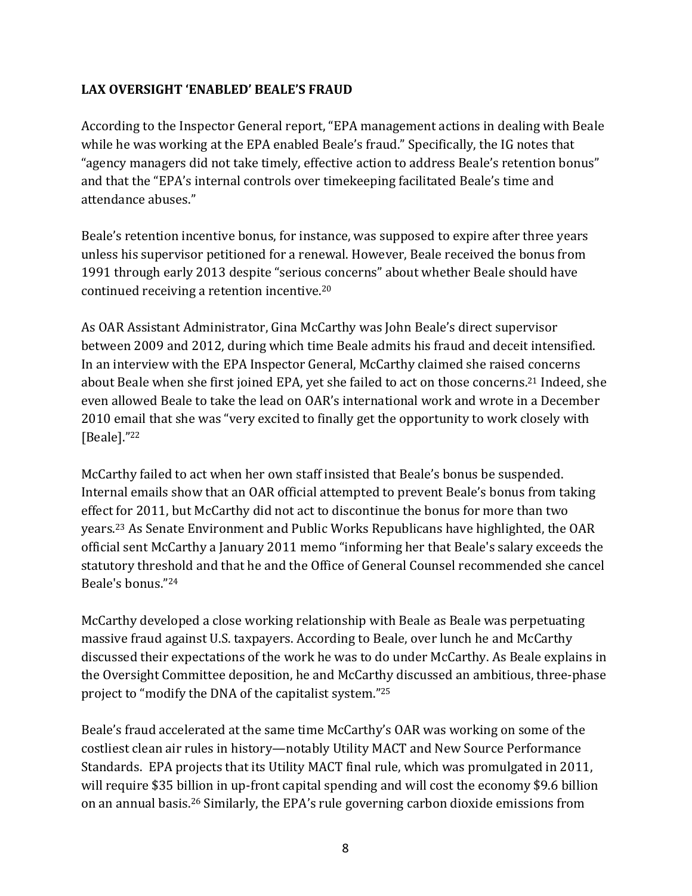**LAX OVERSIGHT 'ENABLED' BEALE'S FRAUD**

According to the Inspector General report, "EPA management actions in dealing with Beale while he was working at the EPA enabled Beale's fraud." Specifically, the IG notes that "agency managers did not take timely, effective action to address Beale's retention bonus" and that the "EPA's internal controls over timekeeping facilitated Beale's time and attendance abuses."

Beale's retention incentive bonus, for instance, was supposed to expire after three years unless his supervisor petitioned for a renewal. However, Beale received the bonus from 1991 through early 2013 despite "serious concerns" about whether Beale should have continued receiving a retention incentive.[20]

As OAR Assistant Administrator, Gina McCarthy was John Beale's direct supervisor between 2009 and 2012, during which time Beale admits his fraud and deceit intensified. In an interview with the EPA Inspector General, McCarthy claimed she raised concerns about Beale when she first joined EPA, yet she failed to act on those concerns.[21] Indeed, she even allowed Beale to take the lead on OAR's international work and wrote in a December 2010 email that she was "very excited to finally get the opportunity to work closely with [Beale]."[22]

McCarthy failed to act when her own staff insisted that Beale's bonus be suspended. Internal emails show that an OAR official attempted to prevent Beale's bonus from taking effect for 2011, but McCarthy did not act to discontinue the bonus for more than two years.[23] As Senate Environment and Public Works Republicans have highlighted, the OAR official sent McCarthy a January 2011 memo "informing her that Beale's salary exceeds the statutory threshold and that he and the Office of General Counsel recommended she cancel Beale's bonus."[24]

McCarthy developed a close working relationship with Beale as Beale was perpetuating massive fraud against U.S. taxpayers. According to Beale, over lunch he and McCarthy discussed their expectations of the work he was to do under McCarthy. As Beale explains in the Oversight Committee deposition, he and McCarthy discussed an ambitious, three-phase project to "modify the DNA of the capitalist system."[25]

Beale's fraud accelerated at the same time McCarthy's OAR was working on some of the costliest clean air rules in history—notably Utility MACT and New Source Performance Standards. EPA projects that its Utility MACT final rule, which was promulgated in 2011, will require $35 billion in up-front capital spending and will cost the economy $9.6 billion on an annual basis.[26] Similarly, the EPA's rule governing carbon dioxide emissions from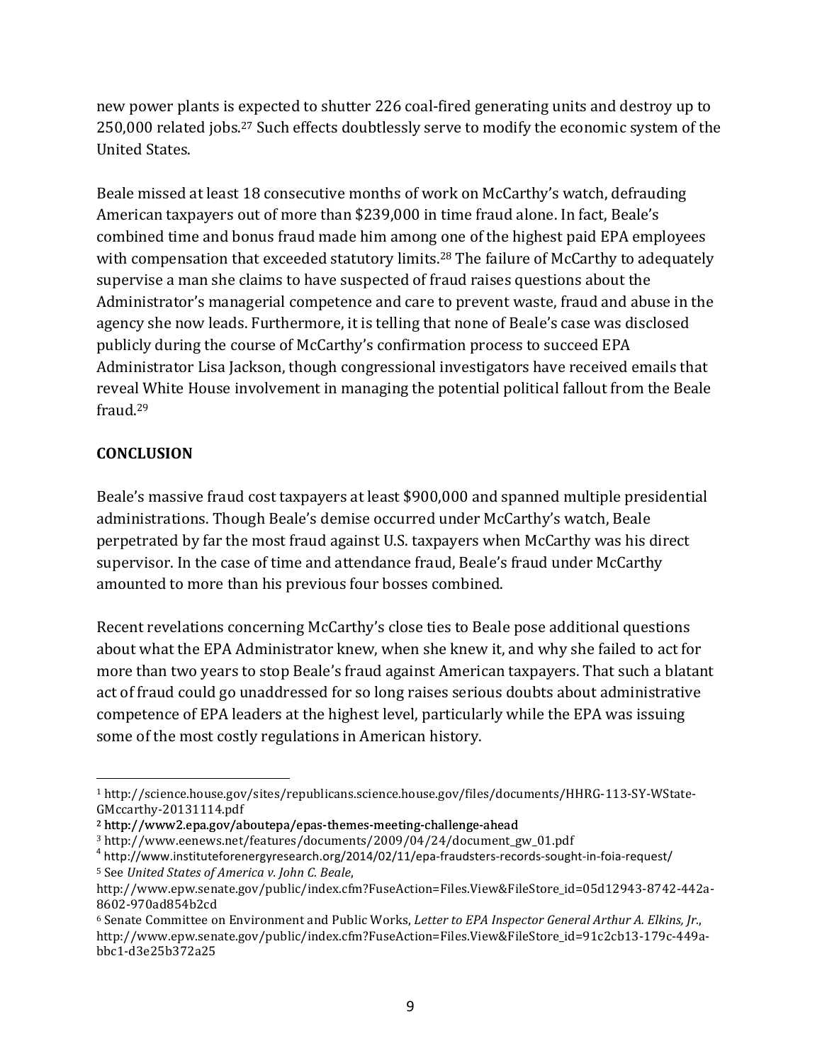new power plants is expected to shutter 226 coal-fired generating units and destroy up to 250,000 related jobs.[27] Such effects doubtlessly serve to modify the economic system of the United States.

Beale missed at least 18 consecutive months of work on McCarthy's watch, defrauding American taxpayers out of more than $239,000 in time fraud alone. In fact, Beale's combined time and bonus fraud made him among one of the highest paid EPA employees with compensation that exceeded statutory limits.[28] The failure of McCarthy to adequately supervise a man she claims to have suspected of fraud raises questions about the Administrator's managerial competence and care to prevent waste, fraud and abuse in the agency she now leads. Furthermore, it is telling that none of Beale's case was disclosed publicly during the course of McCarthy's confirmation process to succeed EPA Administrator Lisa Jackson, though congressional investigators have received emails that reveal White House involvement in managing the potential political fallout from the Beale fraud.[29]

## CONCLUSION

Beale's massive fraud cost taxpayers at least $900,000 and spanned multiple presidential administrations. Though Beale's demise occurred under McCarthy's watch, Beale perpetrated by far the most fraud against U.S. taxpayers when McCarthy was his direct supervisor. In the case of time and attendance fraud, Beale's fraud under McCarthy amounted to more than his previous four bosses combined.

Recent revelations concerning McCarthy's close ties to Beale pose additional questions about what the EPA Administrator knew, when she knew it, and why she failed to act for more than two years to stop Beale's fraud against American taxpayers. That such a blatant act of fraud could go unaddressed for so long raises serious doubts about administrative competence of EPA leaders at the highest level, particularly while the EPA was issuing some of the most costly regulations in American history.

---

[1] http://science.house.gov/sites/republicans.science.house.gov/files/documents/HHRG-113-SY-WState-GMccarthy-20131114.pdf

[2] http://www2.epa.gov/aboutepa/epas-themes-meeting-challenge-ahead

[3] http://www.eenews.net/features/documents/2009/04/24/document_gw_01.pdf

[4] http://www.instituteforenergyresearch.org/2014/02/11/epa-fraudsters-records-sought-in-foia-request/

[5] See *United States of America v. John C. Beale*, http://www.epw.senate.gov/public/index.cfm?FuseAction=Files.View&FileStore_id=05d12943-8742-442a-8602-970ad854b2cd

[6] Senate Committee on Environment and Public Works, *Letter to EPA Inspector General Arthur A. Elkins, Jr.*, http://www.epw.senate.gov/public/index.cfm?FuseAction=Files.View&FileStore_id=91c2cb13-179c-449a-bbc1-d3e25b372a25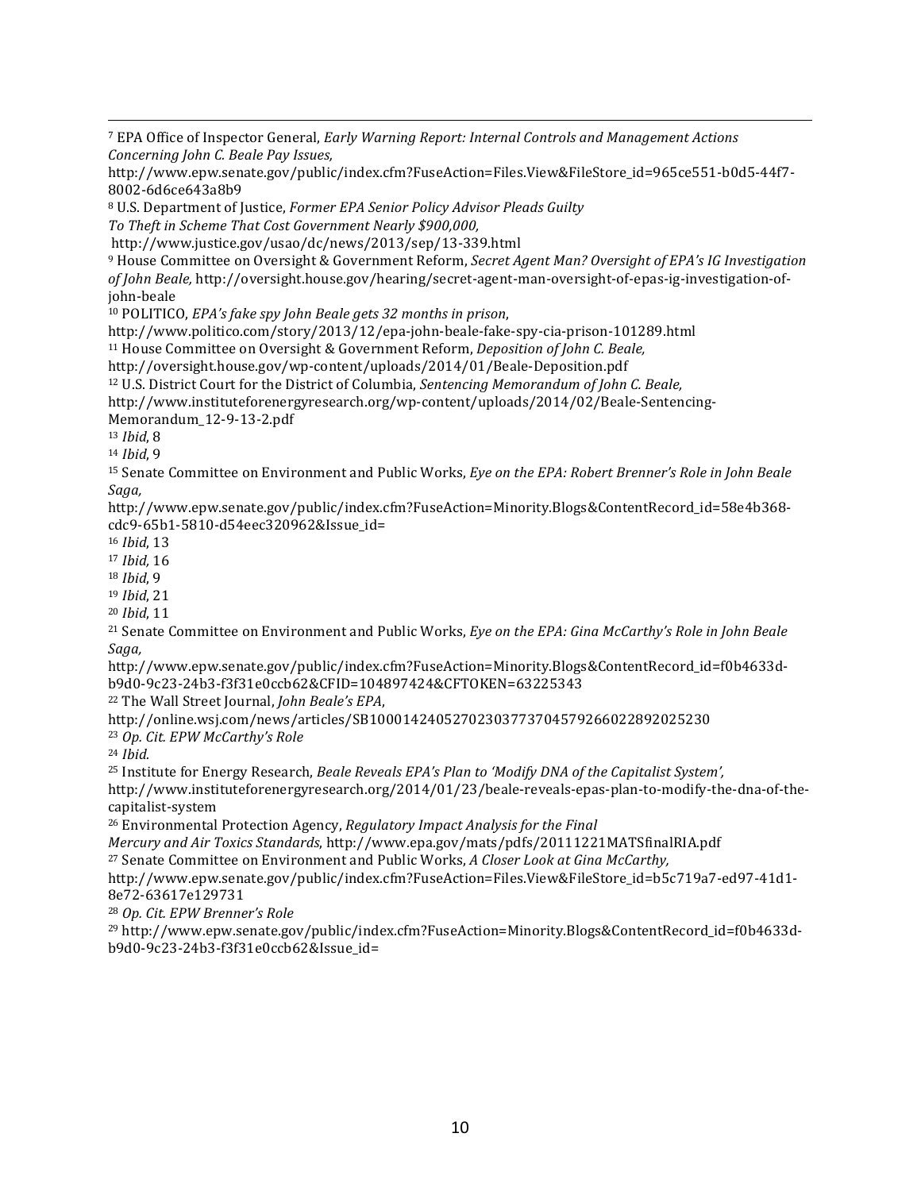[7] EPA Office of Inspector General, *Early Warning Report: Internal Controls and Management Actions Concerning John C. Beale Pay Issues,* http://www.epw.senate.gov/public/index.cfm?FuseAction=Files.View&FileStore_id=965ce551-b0d5-44f7-8002-6d6ce643a8b9

[8] U.S. Department of Justice, *Former EPA Senior Policy Advisor Pleads Guilty To Theft in Scheme That Cost Government Nearly $900,000,* http://www.justice.gov/usao/dc/news/2013/sep/13-339.html

[9] House Committee on Oversight & Government Reform, *Secret Agent Man? Oversight of EPA's IG Investigation of John Beale,* http://oversight.house.gov/hearing/secret-agent-man-oversight-of-epas-ig-investigation-of-john-beale

[10] POLITICO, *EPA's fake spy John Beale gets 32 months in prison*, http://www.politico.com/story/2013/12/epa-john-beale-fake-spy-cia-prison-101289.html

[11] House Committee on Oversight & Government Reform, *Deposition of John C. Beale,* http://oversight.house.gov/wp-content/uploads/2014/01/Beale-Deposition.pdf

[12] U.S. District Court for the District of Columbia, *Sentencing Memorandum of John C. Beale,* http://www.instituteforenergyresearch.org/wp-content/uploads/2014/02/Beale-Sentencing-Memorandum_12-9-13-2.pdf

[13] *Ibid*, 8

[14] *Ibid*, 9

[15] Senate Committee on Environment and Public Works, *Eye on the EPA: Robert Brenner's Role in John Beale Saga,* http://www.epw.senate.gov/public/index.cfm?FuseAction=Minority.Blogs&ContentRecord_id=58e4b368-cdc9-65b1-5810-d54eec320962&Issue_id=

[16] *Ibid*, 13

[17] *Ibid,* 16

[18] *Ibid*, 9

[19] *Ibid*, 21

[20] *Ibid*, 11

[21] Senate Committee on Environment and Public Works, *Eye on the EPA: Gina McCarthy's Role in John Beale Saga,* http://www.epw.senate.gov/public/index.cfm?FuseAction=Minority.Blogs&ContentRecord_id=f0b4633d-b9d0-9c23-24b3-f3f31e0ccb62&CFID=104897424&CFTOKEN=63225343

[22] The Wall Street Journal, *John Beale's EPA*, http://online.wsj.com/news/articles/SB10001424052702303773704579266022892025230

[23] *Op. Cit. EPW McCarthy's Role*

[24] *Ibid.*

[25] Institute for Energy Research, *Beale Reveals EPA's Plan to 'Modify DNA of the Capitalist System',* http://www.instituteforenergyresearch.org/2014/01/23/beale-reveals-epas-plan-to-modify-the-dna-of-the-capitalist-system

[26] Environmental Protection Agency, *Regulatory Impact Analysis for the Final Mercury and Air Toxics Standards*, http://www.epa.gov/mats/pdfs/20111221MATSfinalRIA.pdf

[27] Senate Committee on Environment and Public Works, *A Closer Look at Gina McCarthy,* http://www.epw.senate.gov/public/index.cfm?FuseAction=Files.View&FileStore_id=b5c719a7-ed97-41d1-8e72-63617e129731

[28] *Op. Cit. EPW Brenner's Role*

[29] http://www.epw.senate.gov/public/index.cfm?FuseAction=Minority.Blogs&ContentRecord_id=f0b4633d-b9d0-9c23-24b3-f3f31e0ccb62&Issue_id=